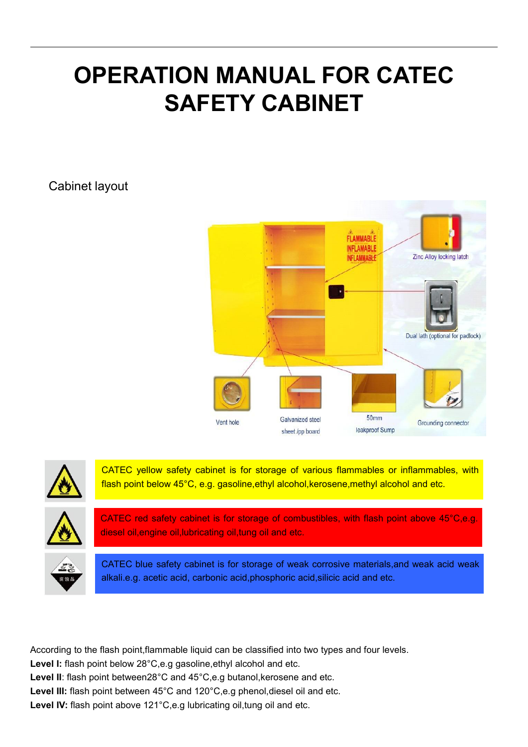# OPERATION MANUAL FOR CATEC SAFETY CABINET

Cabinet layout

FLAMMABLE
INFLAMABLE
INFLAMMABLE

Zinc Alloy locking latch

Dual lath (optional for padlock)

Vent hole

Galvanized steel sheet /pp board

50mm leakproof Sump

Grounding connector

CATEC yellow safety cabinet is for storage of various flammables or inflammables, with flash point below 45°C, e.g. gasoline,ethyl alcohol,kerosene,methyl alcohol and etc.

CATEC red safety cabinet is for storage of combustibles, with flash point above 45°C,e.g. diesel oil,engine oil,lubricating oil,tung oil and etc.

CATEC blue safety cabinet is for storage of weak corrosive materials,and weak acid weak alkali.e.g. acetic acid, carbonic acid,phosphoric acid,silicic acid and etc.

According to the flash point,flammable liquid can be classified into two types and four levels.

**Level I:** flash point below 28°C,e.g gasoline,ethyl alcohol and etc.

**Level II**: flash point between28°C and 45°C,e.g butanol,kerosene and etc.

**Level III:** flash point between 45°C and 120°C,e.g phenol,diesel oil and etc.

**Level IV:** flash point above 121°C,e.g lubricating oil,tung oil and etc.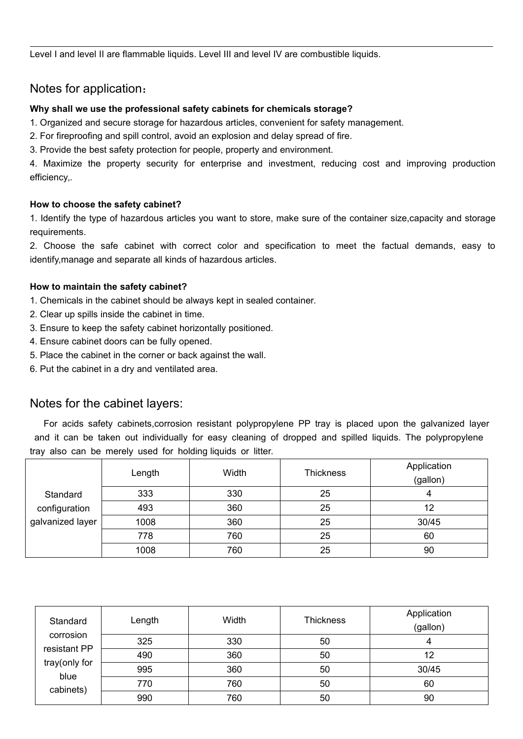Level I and level II are flammable liquids. Level III and level IV are combustible liquids.

## Notes for application：

**Why shall we use the professional safety cabinets for chemicals storage?**

1. Organized and secure storage for hazardous articles, convenient for safety management.
2. For fireproofing and spill control, avoid an explosion and delay spread of fire.
3. Provide the best safety protection for people, property and environment.
4. Maximize the property security for enterprise and investment, reducing cost and improving production efficiency,.

**How to choose the safety cabinet?**

1. Identify the type of hazardous articles you want to store, make sure of the container size,capacity and storage requirements.
2. Choose the safe cabinet with correct color and specification to meet the factual demands, easy to identify,manage and separate all kinds of hazardous articles.

**How to maintain the safety cabinet?**

1. Chemicals in the cabinet should be always kept in sealed container.
2. Clear up spills inside the cabinet in time.
3. Ensure to keep the safety cabinet horizontally positioned.
4. Ensure cabinet doors can be fully opened.
5. Place the cabinet in the corner or back against the wall.
6. Put the cabinet in a dry and ventilated area.

## Notes for the cabinet layers:

For acids safety cabinets,corrosion resistant polypropylene PP tray is placed upon the galvanized layer and it can be taken out individually for easy cleaning of dropped and spilled liquids. The polypropylene tray also can be merely used for holding liquids or litter.

| | Length | Width | Thickness | Application (gallon) |
|---|---|---|---|---|
| Standard configuration galvanized layer | 333 | 330 | 25 | 4 |
| | 493 | 360 | 25 | 12 |
| | 1008 | 360 | 25 | 30/45 |
| | 778 | 760 | 25 | 60 |
| | 1008 | 760 | 25 | 90 |

| | Length | Width | Thickness | Application (gallon) |
|---|---|---|---|---|
| Standard corrosion resistant PP tray(only for blue cabinets) | 325 | 330 | 50 | 4 |
| | 490 | 360 | 50 | 12 |
| | 995 | 360 | 50 | 30/45 |
| | 770 | 760 | 50 | 60 |
| | 990 | 760 | 50 | 90 |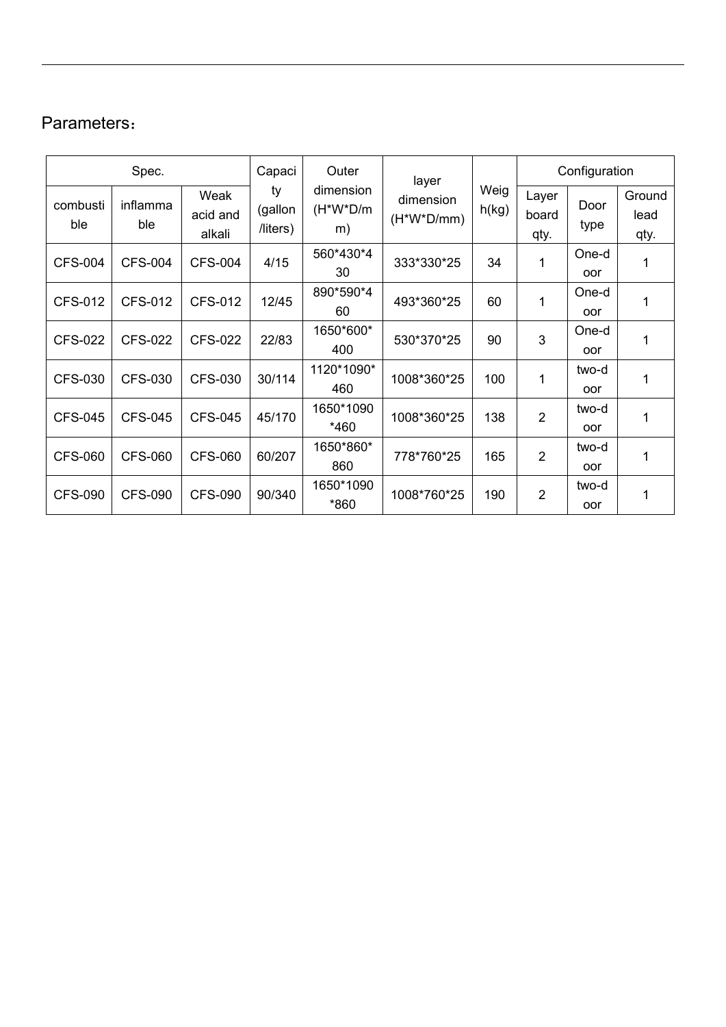Parameters：

| Spec. | | | Capacity (gallon /liters) | Outer dimension (H*W*D/mm) | layer dimension (H*W*D/mm) | Weigh(kg) | Configuration | | |
|---|---|---|---|---|---|---|---|---|---|
| combustible | inflammable | Weak acid and alkali | | | | | Layer board qty. | Door type | Ground lead qty. |
| CFS-004 | CFS-004 | CFS-004 | 4/15 | 560*430*430 | 333*330*25 | 34 | 1 | One-door | 1 |
| CFS-012 | CFS-012 | CFS-012 | 12/45 | 890*590*460 | 493*360*25 | 60 | 1 | One-door | 1 |
| CFS-022 | CFS-022 | CFS-022 | 22/83 | 1650*600*400 | 530*370*25 | 90 | 3 | One-door | 1 |
| CFS-030 | CFS-030 | CFS-030 | 30/114 | 1120*1090*460 | 1008*360*25 | 100 | 1 | two-door | 1 |
| CFS-045 | CFS-045 | CFS-045 | 45/170 | 1650*1090*460 | 1008*360*25 | 138 | 2 | two-door | 1 |
| CFS-060 | CFS-060 | CFS-060 | 60/207 | 1650*860*860 | 778*760*25 | 165 | 2 | two-door | 1 |
| CFS-090 | CFS-090 | CFS-090 | 90/340 | 1650*1090*860 | 1008*760*25 | 190 | 2 | two-door | 1 |